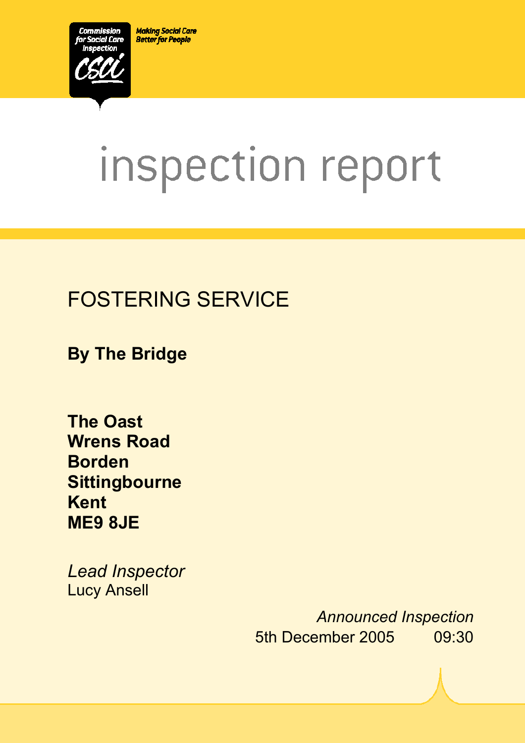Commission for Social Care Inspection

CSCI

Making Social Care Better for People

# inspection report

## FOSTERING SERVICE

**By The Bridge**

**The Oast**
**Wrens Road**
**Borden**
**Sittingbourne**
**Kent**
**ME9 8JE**

*Lead Inspector*
Lucy Ansell

*Announced Inspection*
5th December 2005 09:30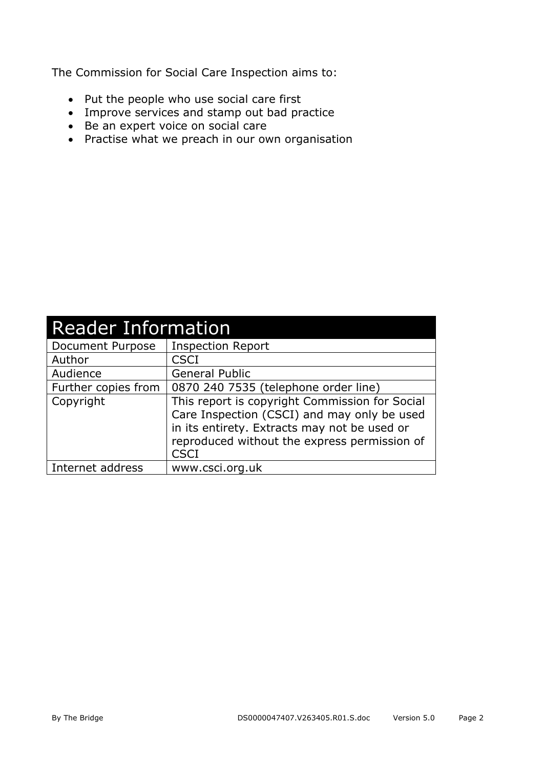The Commission for Social Care Inspection aims to:

- Put the people who use social care first
- Improve services and stamp out bad practice
- Be an expert voice on social care
- Practise what we preach in our own organisation

| Reader Information | |
|---|---|
| Document Purpose | Inspection Report |
| Author | CSCI |
| Audience | General Public |
| Further copies from | 0870 240 7535 (telephone order line) |
| Copyright | This report is copyright Commission for Social Care Inspection (CSCI) and may only be used in its entirety. Extracts may not be used or reproduced without the express permission of CSCI |
| Internet address | www.csci.org.uk |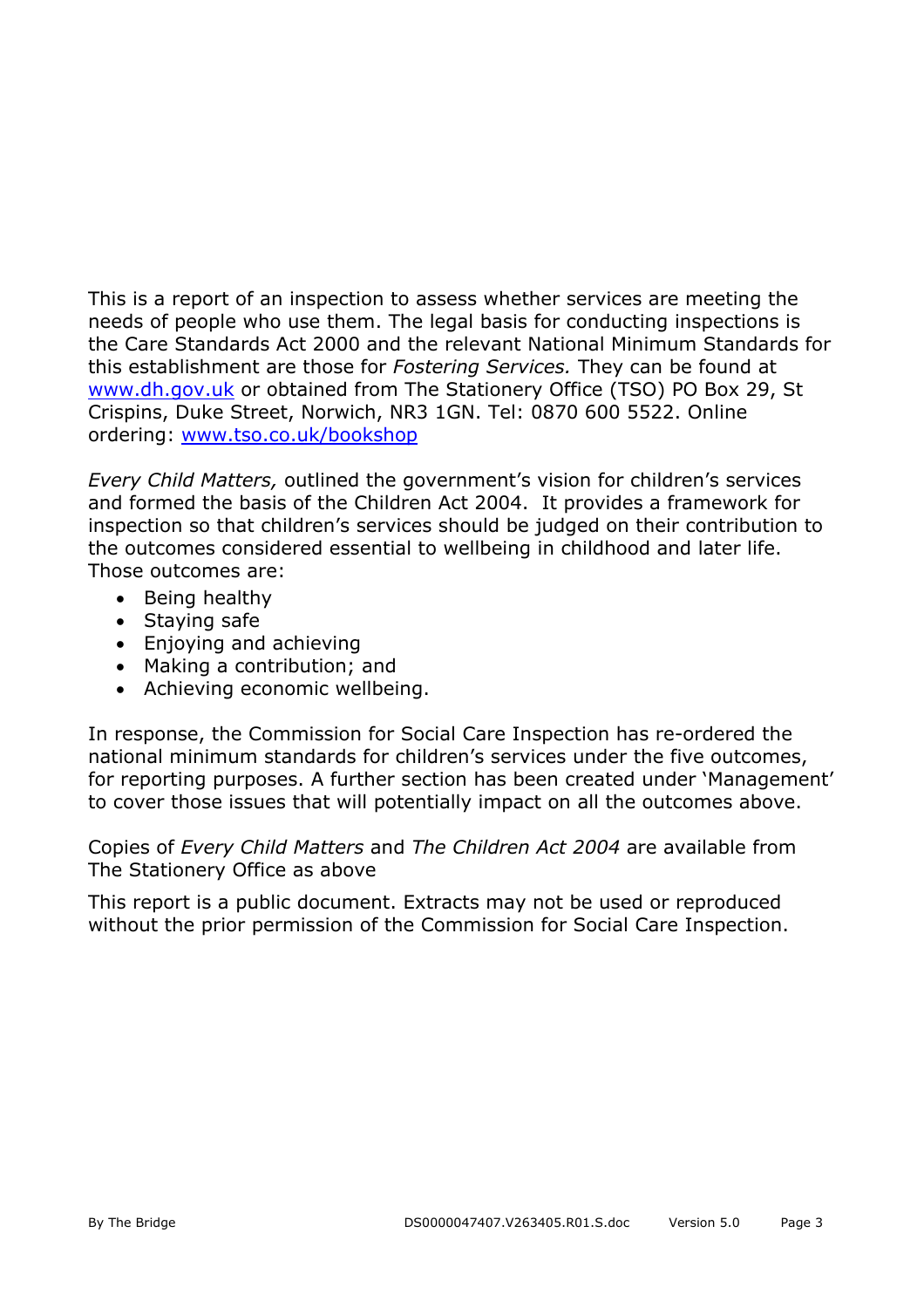This is a report of an inspection to assess whether services are meeting the needs of people who use them. The legal basis for conducting inspections is the Care Standards Act 2000 and the relevant National Minimum Standards for this establishment are those for *Fostering Services.* They can be found at [www.dh.gov.uk](http://www.dh.gov.uk) or obtained from The Stationery Office (TSO) PO Box 29, St Crispins, Duke Street, Norwich, NR3 1GN. Tel: 0870 600 5522. Online ordering: [www.tso.co.uk/bookshop](http://www.tso.co.uk/bookshop)

*Every Child Matters,* outlined the government's vision for children's services and formed the basis of the Children Act 2004. It provides a framework for inspection so that children's services should be judged on their contribution to the outcomes considered essential to wellbeing in childhood and later life. Those outcomes are:

- Being healthy
- Staying safe
- Enjoying and achieving
- Making a contribution; and
- Achieving economic wellbeing.

In response, the Commission for Social Care Inspection has re-ordered the national minimum standards for children's services under the five outcomes, for reporting purposes. A further section has been created under 'Management' to cover those issues that will potentially impact on all the outcomes above.

Copies of *Every Child Matters* and *The Children Act 2004* are available from The Stationery Office as above

This report is a public document. Extracts may not be used or reproduced without the prior permission of the Commission for Social Care Inspection.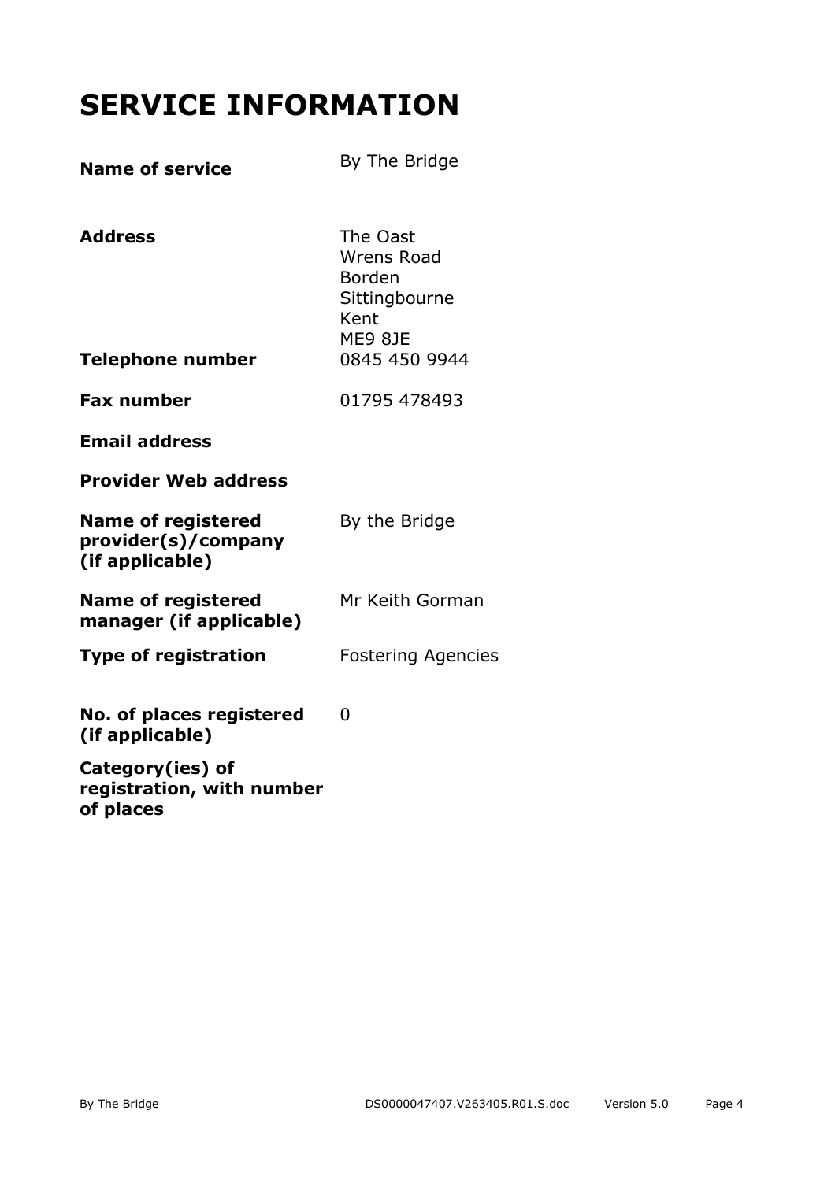# SERVICE INFORMATION

| | |
|---|---|
| **Name of service** | By The Bridge |
| **Address** | The Oast<br>Wrens Road<br>Borden<br>Sittingbourne<br>Kent<br>ME9 8JE |
| **Telephone number** | 0845 450 9944 |
| **Fax number** | 01795 478493 |
| **Email address** | |
| **Provider Web address** | |
| **Name of registered provider(s)/company (if applicable)** | By the Bridge |
| **Name of registered manager (if applicable)** | Mr Keith Gorman |
| **Type of registration** | Fostering Agencies |
| **No. of places registered (if applicable)** | 0 |
| **Category(ies) of registration, with number of places** | |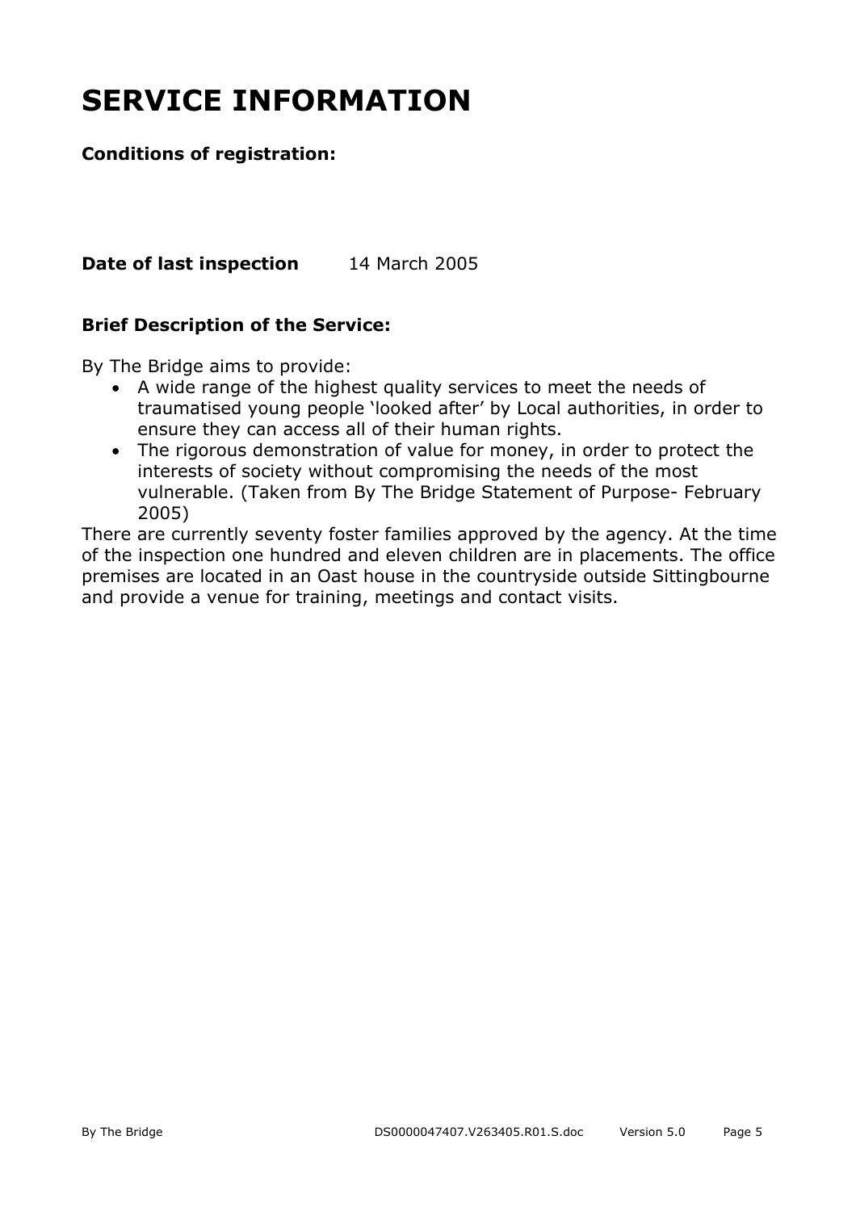# SERVICE INFORMATION

**Conditions of registration:**

**Date of last inspection** 14 March 2005

**Brief Description of the Service:**

By The Bridge aims to provide:

- A wide range of the highest quality services to meet the needs of traumatised young people 'looked after' by Local authorities, in order to ensure they can access all of their human rights.
- The rigorous demonstration of value for money, in order to protect the interests of society without compromising the needs of the most vulnerable. (Taken from By The Bridge Statement of Purpose- February 2005)

There are currently seventy foster families approved by the agency. At the time of the inspection one hundred and eleven children are in placements. The office premises are located in an Oast house in the countryside outside Sittingbourne and provide a venue for training, meetings and contact visits.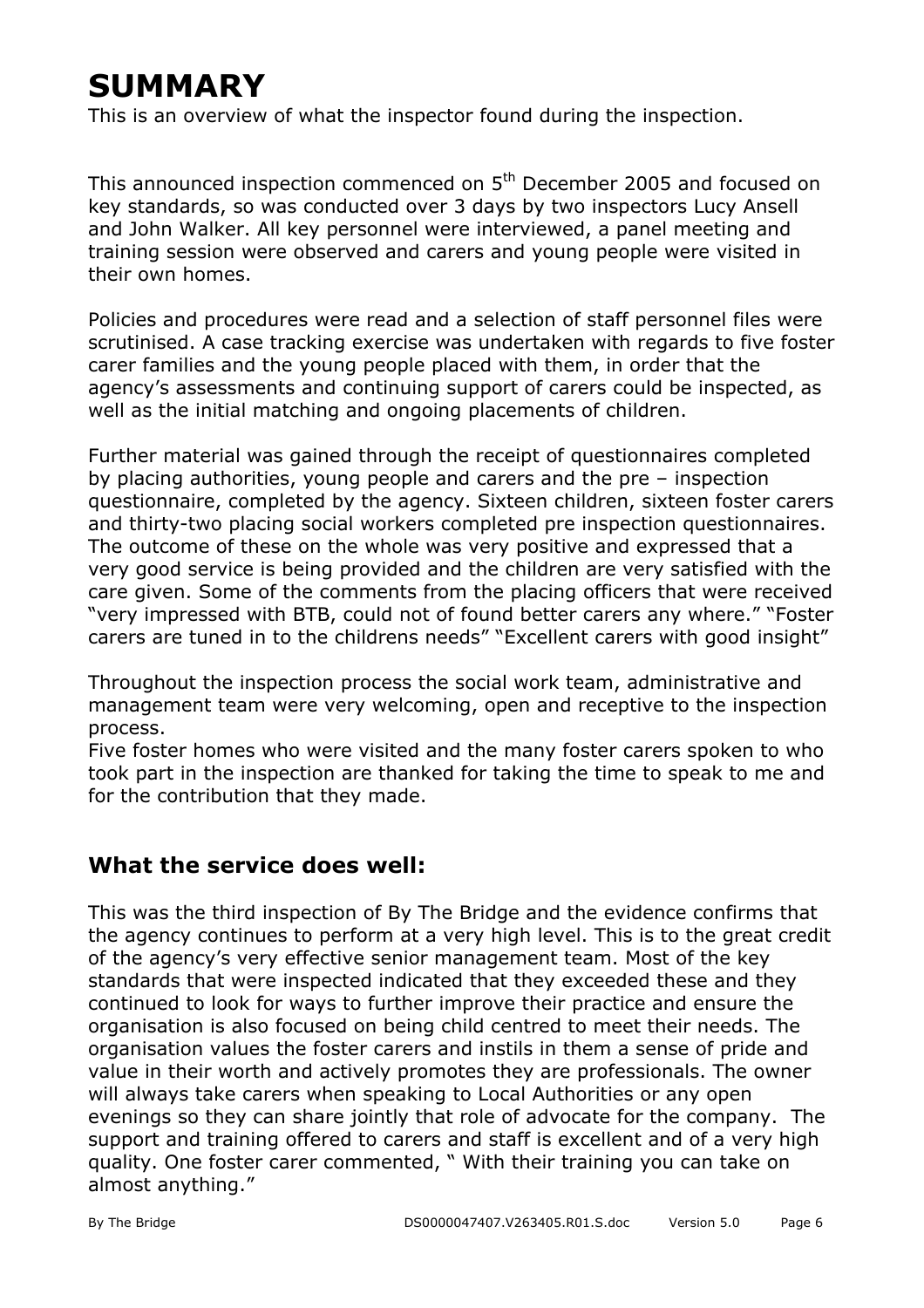# SUMMARY

This is an overview of what the inspector found during the inspection.

This announced inspection commenced on 5th December 2005 and focused on key standards, so was conducted over 3 days by two inspectors Lucy Ansell and John Walker. All key personnel were interviewed, a panel meeting and training session were observed and carers and young people were visited in their own homes.

Policies and procedures were read and a selection of staff personnel files were scrutinised. A case tracking exercise was undertaken with regards to five foster carer families and the young people placed with them, in order that the agency's assessments and continuing support of carers could be inspected, as well as the initial matching and ongoing placements of children.

Further material was gained through the receipt of questionnaires completed by placing authorities, young people and carers and the pre – inspection questionnaire, completed by the agency. Sixteen children, sixteen foster carers and thirty-two placing social workers completed pre inspection questionnaires. The outcome of these on the whole was very positive and expressed that a very good service is being provided and the children are very satisfied with the care given. Some of the comments from the placing officers that were received "very impressed with BTB, could not of found better carers any where." "Foster carers are tuned in to the childrens needs" "Excellent carers with good insight"

Throughout the inspection process the social work team, administrative and management team were very welcoming, open and receptive to the inspection process.
Five foster homes who were visited and the many foster carers spoken to who took part in the inspection are thanked for taking the time to speak to me and for the contribution that they made.

## What the service does well:

This was the third inspection of By The Bridge and the evidence confirms that the agency continues to perform at a very high level. This is to the great credit of the agency's very effective senior management team. Most of the key standards that were inspected indicated that they exceeded these and they continued to look for ways to further improve their practice and ensure the organisation is also focused on being child centred to meet their needs. The organisation values the foster carers and instils in them a sense of pride and value in their worth and actively promotes they are professionals. The owner will always take carers when speaking to Local Authorities or any open evenings so they can share jointly that role of advocate for the company. The support and training offered to carers and staff is excellent and of a very high quality. One foster carer commented, " With their training you can take on almost anything."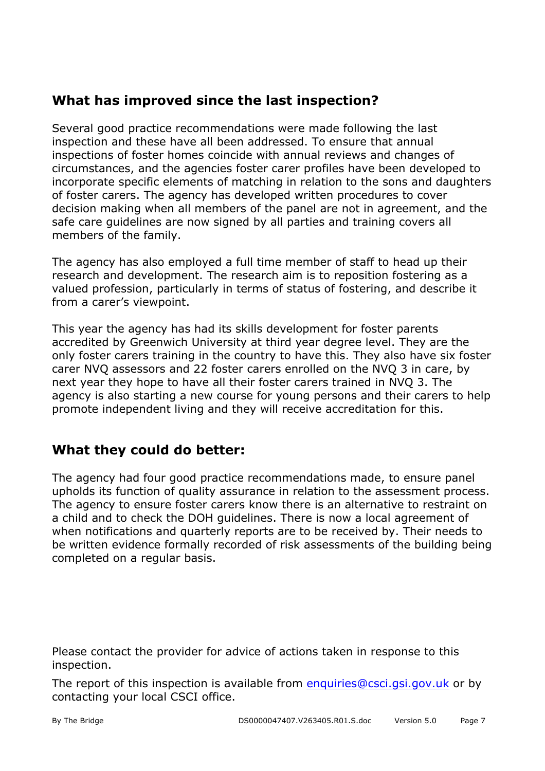## What has improved since the last inspection?

Several good practice recommendations were made following the last inspection and these have all been addressed. To ensure that annual inspections of foster homes coincide with annual reviews and changes of circumstances, and the agencies foster carer profiles have been developed to incorporate specific elements of matching in relation to the sons and daughters of foster carers. The agency has developed written procedures to cover decision making when all members of the panel are not in agreement, and the safe care guidelines are now signed by all parties and training covers all members of the family.

The agency has also employed a full time member of staff to head up their research and development. The research aim is to reposition fostering as a valued profession, particularly in terms of status of fostering, and describe it from a carer's viewpoint.

This year the agency has had its skills development for foster parents accredited by Greenwich University at third year degree level. They are the only foster carers training in the country to have this. They also have six foster carer NVQ assessors and 22 foster carers enrolled on the NVQ 3 in care, by next year they hope to have all their foster carers trained in NVQ 3. The agency is also starting a new course for young persons and their carers to help promote independent living and they will receive accreditation for this.

## What they could do better:

The agency had four good practice recommendations made, to ensure panel upholds its function of quality assurance in relation to the assessment process. The agency to ensure foster carers know there is an alternative to restraint on a child and to check the DOH guidelines. There is now a local agreement of when notifications and quarterly reports are to be received by. Their needs to be written evidence formally recorded of risk assessments of the building being completed on a regular basis.

Please contact the provider for advice of actions taken in response to this inspection.

The report of this inspection is available from enquiries@csci.gsi.gov.uk or by contacting your local CSCI office.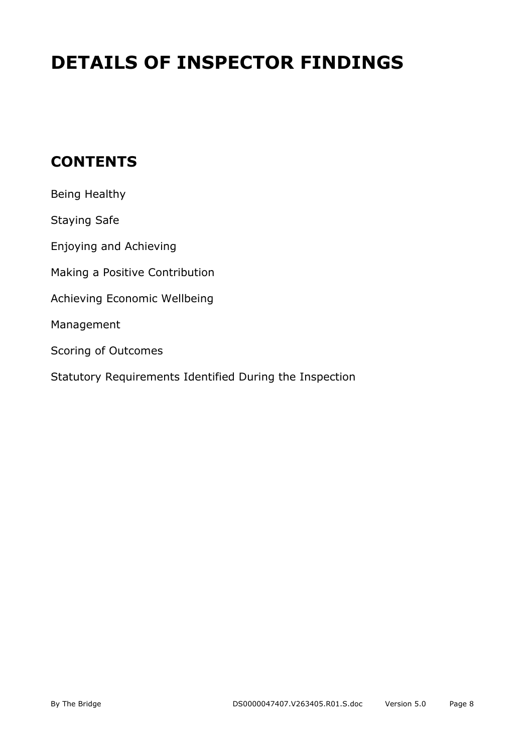# DETAILS OF INSPECTOR FINDINGS

## CONTENTS

Being Healthy

Staying Safe

Enjoying and Achieving

Making a Positive Contribution

Achieving Economic Wellbeing

Management

Scoring of Outcomes

Statutory Requirements Identified During the Inspection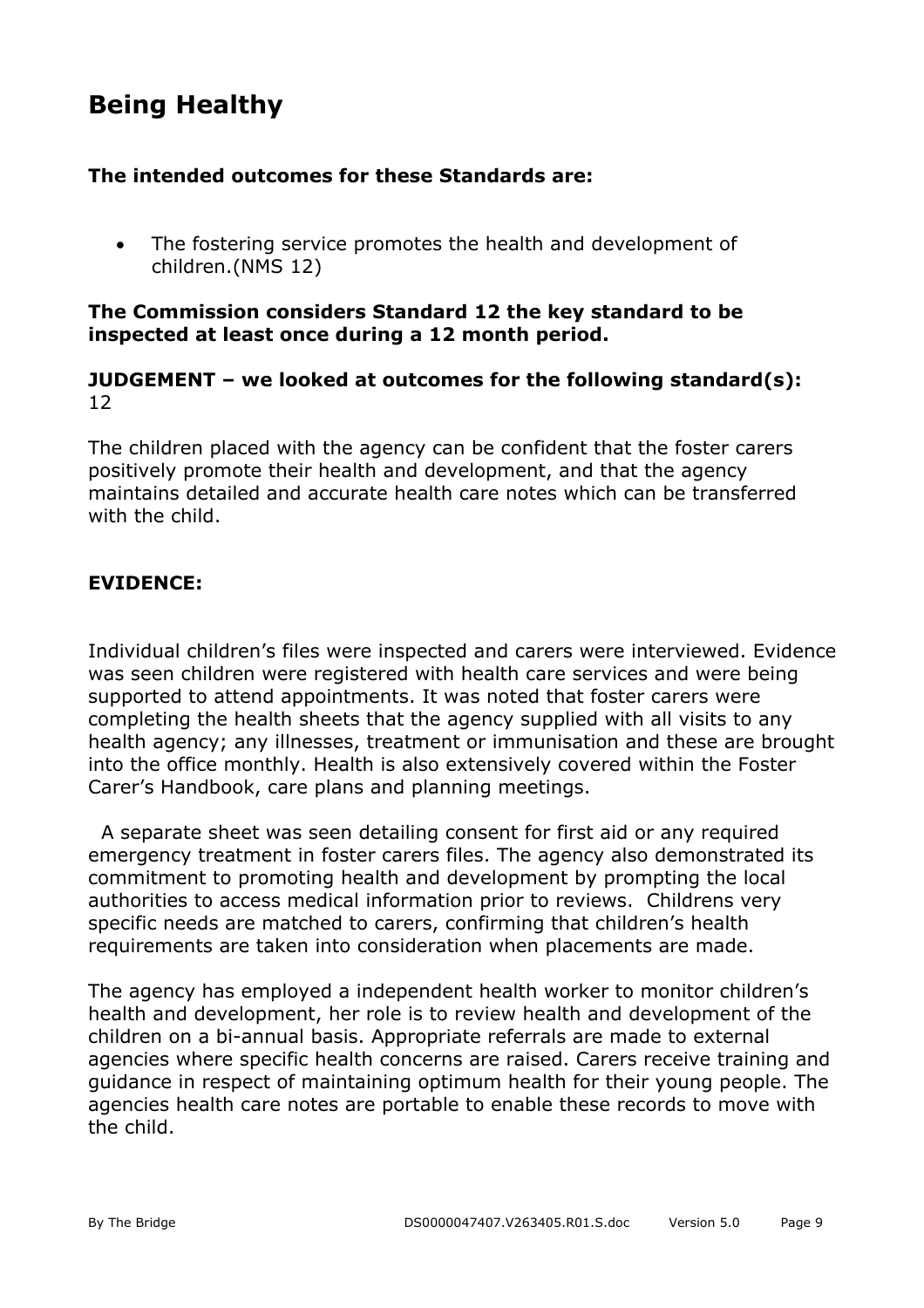# Being Healthy

**The intended outcomes for these Standards are:**

- The fostering service promotes the health and development of children.(NMS 12)

**The Commission considers Standard 12 the key standard to be inspected at least once during a 12 month period.**

**JUDGEMENT – we looked at outcomes for the following standard(s):**
12

The children placed with the agency can be confident that the foster carers positively promote their health and development, and that the agency maintains detailed and accurate health care notes which can be transferred with the child.

**EVIDENCE:**

Individual children's files were inspected and carers were interviewed. Evidence was seen children were registered with health care services and were being supported to attend appointments. It was noted that foster carers were completing the health sheets that the agency supplied with all visits to any health agency; any illnesses, treatment or immunisation and these are brought into the office monthly. Health is also extensively covered within the Foster Carer's Handbook, care plans and planning meetings.

A separate sheet was seen detailing consent for first aid or any required emergency treatment in foster carers files. The agency also demonstrated its commitment to promoting health and development by prompting the local authorities to access medical information prior to reviews. Childrens very specific needs are matched to carers, confirming that children's health requirements are taken into consideration when placements are made.

The agency has employed a independent health worker to monitor children's health and development, her role is to review health and development of the children on a bi-annual basis. Appropriate referrals are made to external agencies where specific health concerns are raised. Carers receive training and guidance in respect of maintaining optimum health for their young people. The agencies health care notes are portable to enable these records to move with the child.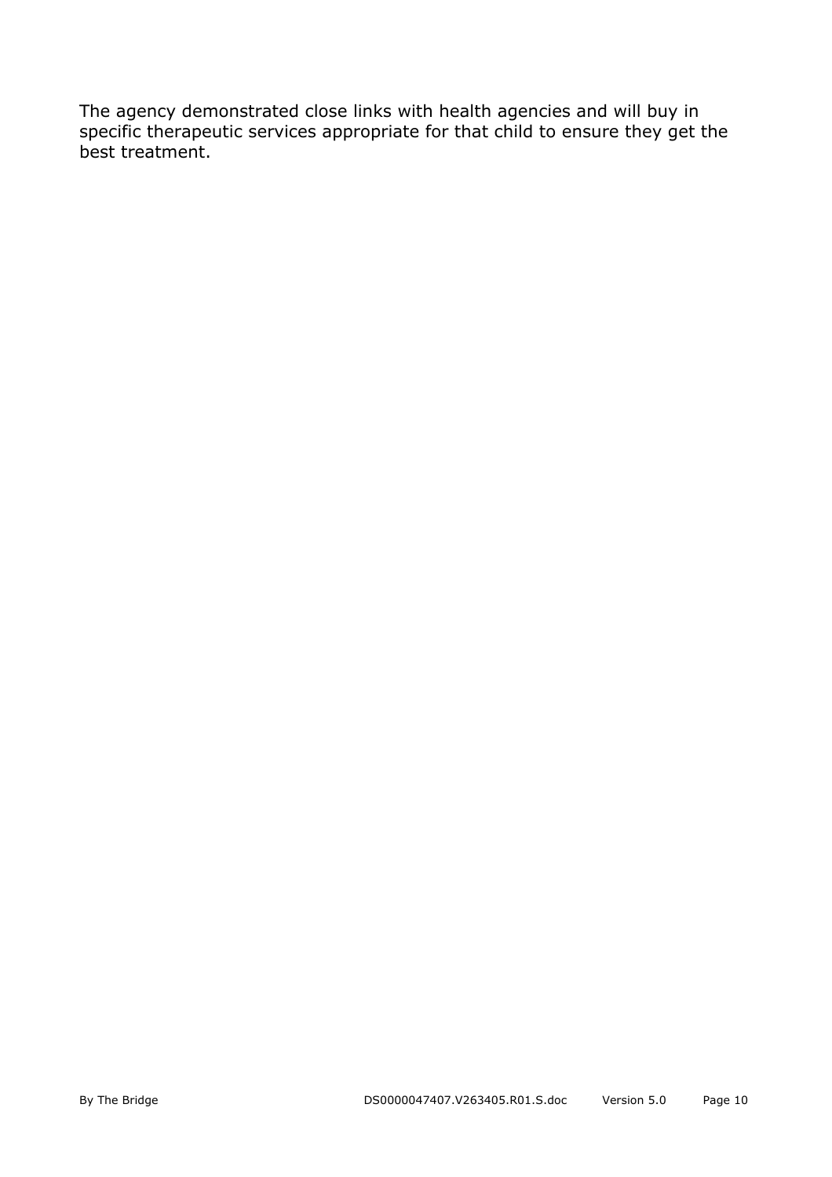The agency demonstrated close links with health agencies and will buy in specific therapeutic services appropriate for that child to ensure they get the best treatment.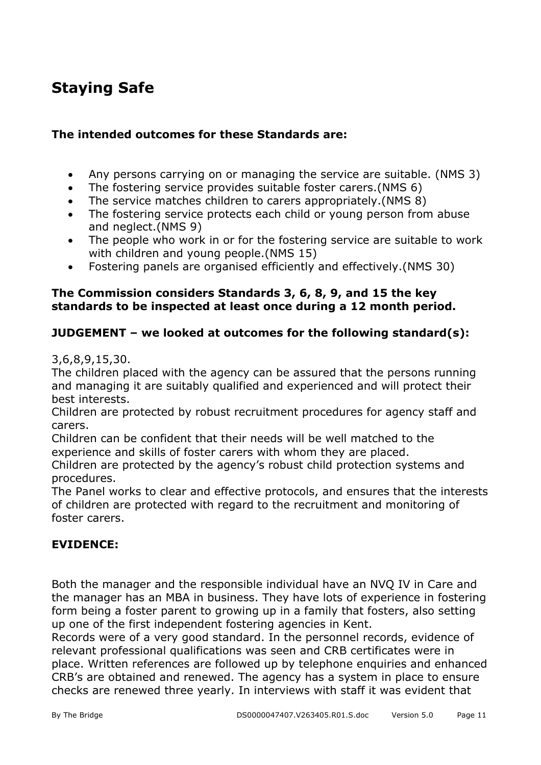## Staying Safe

**The intended outcomes for these Standards are:**

- Any persons carrying on or managing the service are suitable. (NMS 3)
- The fostering service provides suitable foster carers.(NMS 6)
- The service matches children to carers appropriately.(NMS 8)
- The fostering service protects each child or young person from abuse and neglect.(NMS 9)
- The people who work in or for the fostering service are suitable to work with children and young people.(NMS 15)
- Fostering panels are organised efficiently and effectively.(NMS 30)

**The Commission considers Standards 3, 6, 8, 9, and 15 the key standards to be inspected at least once during a 12 month period.**

**JUDGEMENT – we looked at outcomes for the following standard(s):**

3,6,8,9,15,30.

The children placed with the agency can be assured that the persons running and managing it are suitably qualified and experienced and will protect their best interests.

Children are protected by robust recruitment procedures for agency staff and carers.

Children can be confident that their needs will be well matched to the experience and skills of foster carers with whom they are placed.

Children are protected by the agency's robust child protection systems and procedures.

The Panel works to clear and effective protocols, and ensures that the interests of children are protected with regard to the recruitment and monitoring of foster carers.

**EVIDENCE:**

Both the manager and the responsible individual have an NVQ IV in Care and the manager has an MBA in business. They have lots of experience in fostering form being a foster parent to growing up in a family that fosters, also setting up one of the first independent fostering agencies in Kent.

Records were of a very good standard. In the personnel records, evidence of relevant professional qualifications was seen and CRB certificates were in place. Written references are followed up by telephone enquiries and enhanced CRB's are obtained and renewed. The agency has a system in place to ensure checks are renewed three yearly. In interviews with staff it was evident that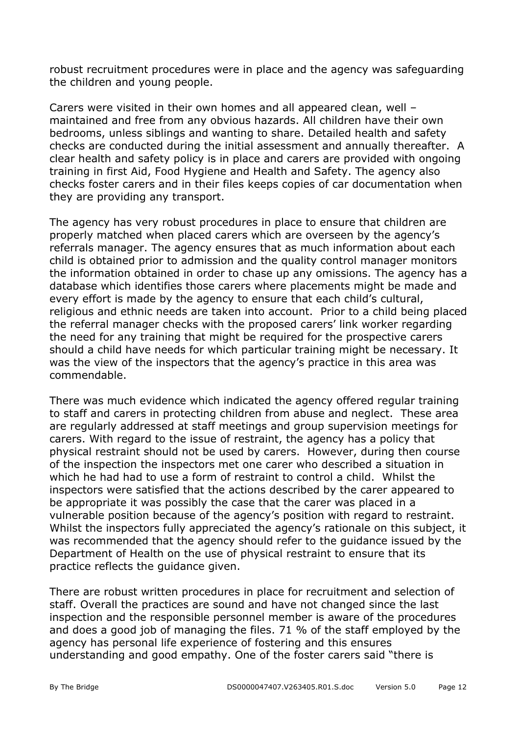robust recruitment procedures were in place and the agency was safeguarding the children and young people.

Carers were visited in their own homes and all appeared clean, well – maintained and free from any obvious hazards. All children have their own bedrooms, unless siblings and wanting to share. Detailed health and safety checks are conducted during the initial assessment and annually thereafter. A clear health and safety policy is in place and carers are provided with ongoing training in first Aid, Food Hygiene and Health and Safety. The agency also checks foster carers and in their files keeps copies of car documentation when they are providing any transport.

The agency has very robust procedures in place to ensure that children are properly matched when placed carers which are overseen by the agency's referrals manager. The agency ensures that as much information about each child is obtained prior to admission and the quality control manager monitors the information obtained in order to chase up any omissions. The agency has a database which identifies those carers where placements might be made and every effort is made by the agency to ensure that each child's cultural, religious and ethnic needs are taken into account. Prior to a child being placed the referral manager checks with the proposed carers' link worker regarding the need for any training that might be required for the prospective carers should a child have needs for which particular training might be necessary. It was the view of the inspectors that the agency's practice in this area was commendable.

There was much evidence which indicated the agency offered regular training to staff and carers in protecting children from abuse and neglect. These area are regularly addressed at staff meetings and group supervision meetings for carers. With regard to the issue of restraint, the agency has a policy that physical restraint should not be used by carers. However, during then course of the inspection the inspectors met one carer who described a situation in which he had had to use a form of restraint to control a child. Whilst the inspectors were satisfied that the actions described by the carer appeared to be appropriate it was possibly the case that the carer was placed in a vulnerable position because of the agency's position with regard to restraint. Whilst the inspectors fully appreciated the agency's rationale on this subject, it was recommended that the agency should refer to the guidance issued by the Department of Health on the use of physical restraint to ensure that its practice reflects the guidance given.

There are robust written procedures in place for recruitment and selection of staff. Overall the practices are sound and have not changed since the last inspection and the responsible personnel member is aware of the procedures and does a good job of managing the files. 71 % of the staff employed by the agency has personal life experience of fostering and this ensures understanding and good empathy. One of the foster carers said "there is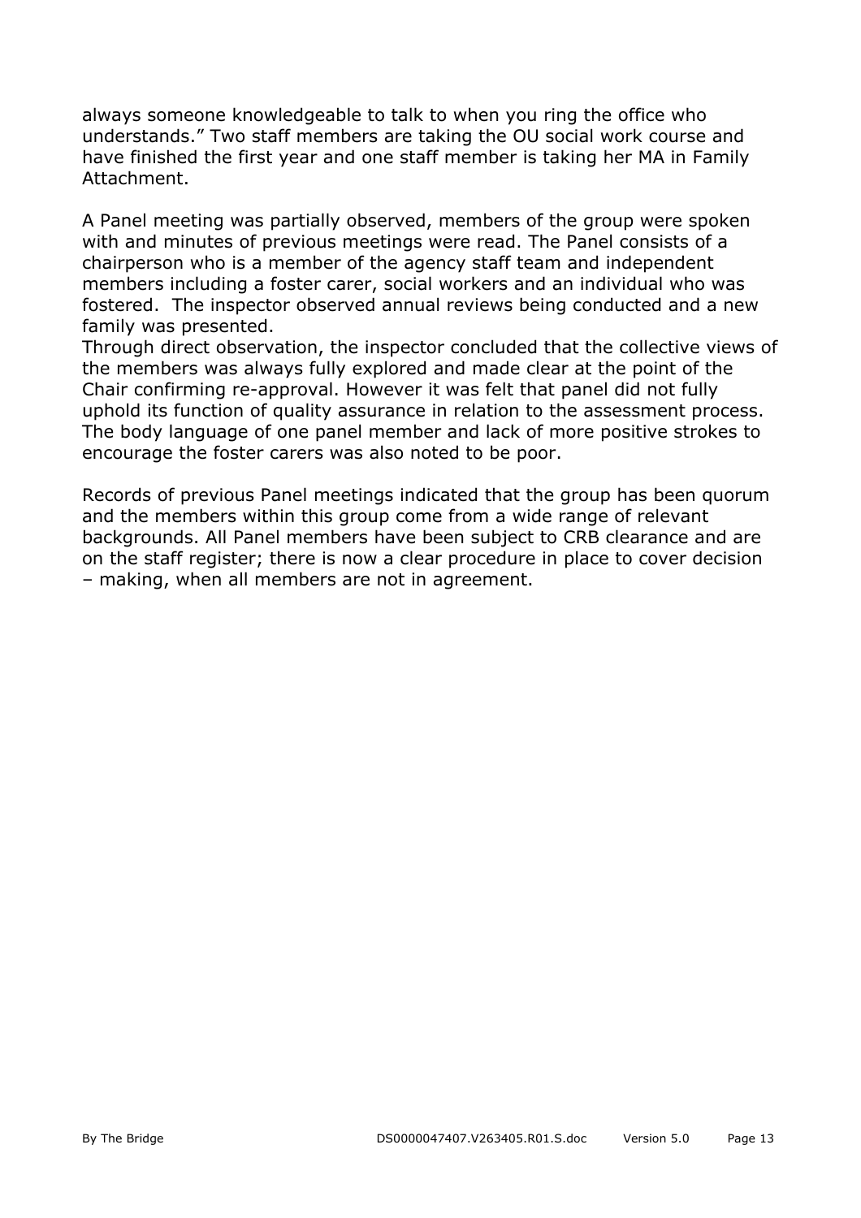always someone knowledgeable to talk to when you ring the office who understands." Two staff members are taking the OU social work course and have finished the first year and one staff member is taking her MA in Family Attachment.

A Panel meeting was partially observed, members of the group were spoken with and minutes of previous meetings were read. The Panel consists of a chairperson who is a member of the agency staff team and independent members including a foster carer, social workers and an individual who was fostered. The inspector observed annual reviews being conducted and a new family was presented.
Through direct observation, the inspector concluded that the collective views of the members was always fully explored and made clear at the point of the Chair confirming re-approval. However it was felt that panel did not fully uphold its function of quality assurance in relation to the assessment process. The body language of one panel member and lack of more positive strokes to encourage the foster carers was also noted to be poor.

Records of previous Panel meetings indicated that the group has been quorum and the members within this group come from a wide range of relevant backgrounds. All Panel members have been subject to CRB clearance and are on the staff register; there is now a clear procedure in place to cover decision – making, when all members are not in agreement.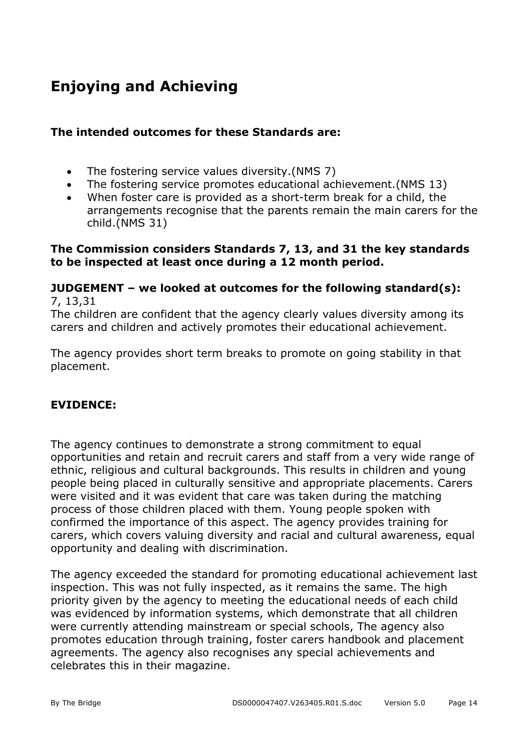# Enjoying and Achieving

**The intended outcomes for these Standards are:**

- The fostering service values diversity.(NMS 7)
- The fostering service promotes educational achievement.(NMS 13)
- When foster care is provided as a short-term break for a child, the arrangements recognise that the parents remain the main carers for the child.(NMS 31)

**The Commission considers Standards 7, 13, and 31 the key standards to be inspected at least once during a 12 month period.**

**JUDGEMENT – we looked at outcomes for the following standard(s):**
7, 13,31

The children are confident that the agency clearly values diversity among its carers and children and actively promotes their educational achievement.

The agency provides short term breaks to promote on going stability in that placement.

**EVIDENCE:**

The agency continues to demonstrate a strong commitment to equal opportunities and retain and recruit carers and staff from a very wide range of ethnic, religious and cultural backgrounds. This results in children and young people being placed in culturally sensitive and appropriate placements. Carers were visited and it was evident that care was taken during the matching process of those children placed with them. Young people spoken with confirmed the importance of this aspect. The agency provides training for carers, which covers valuing diversity and racial and cultural awareness, equal opportunity and dealing with discrimination.

The agency exceeded the standard for promoting educational achievement last inspection. This was not fully inspected, as it remains the same. The high priority given by the agency to meeting the educational needs of each child was evidenced by information systems, which demonstrate that all children were currently attending mainstream or special schools, The agency also promotes education through training, foster carers handbook and placement agreements. The agency also recognises any special achievements and celebrates this in their magazine.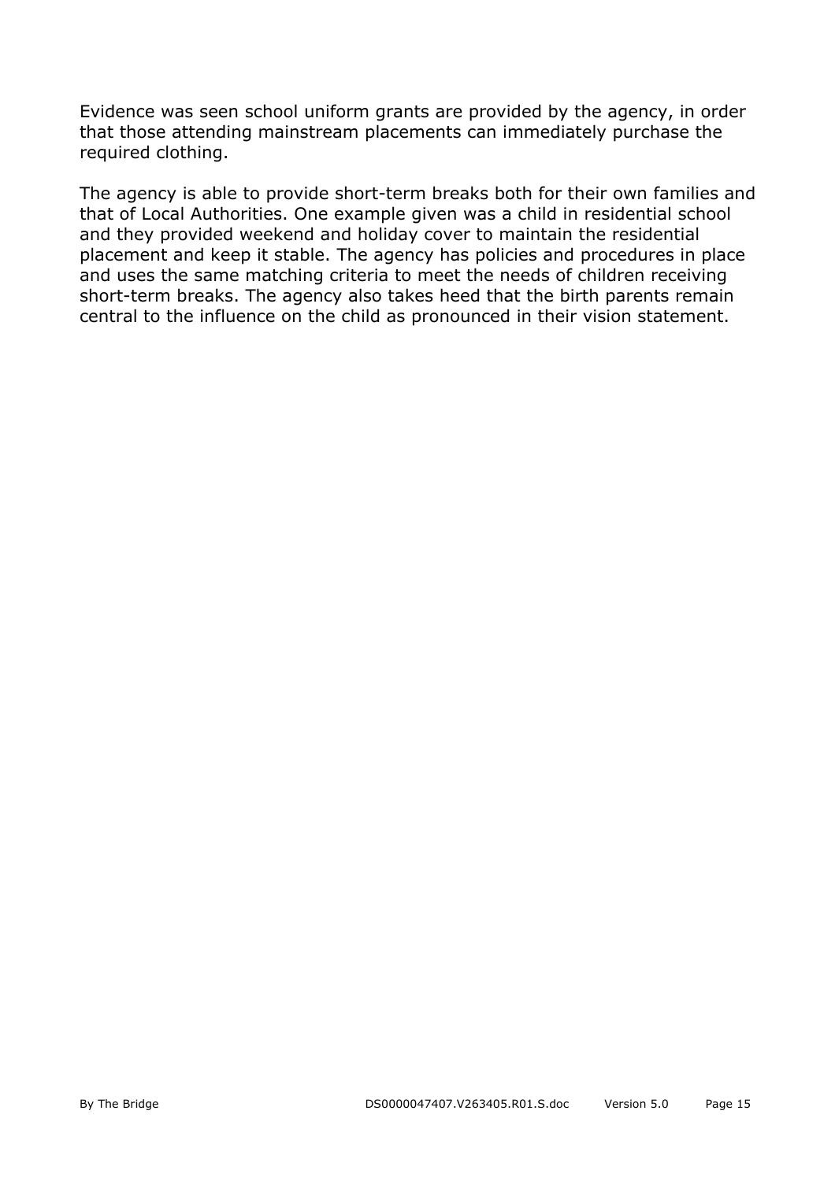Evidence was seen school uniform grants are provided by the agency, in order that those attending mainstream placements can immediately purchase the required clothing.

The agency is able to provide short-term breaks both for their own families and that of Local Authorities. One example given was a child in residential school and they provided weekend and holiday cover to maintain the residential placement and keep it stable. The agency has policies and procedures in place and uses the same matching criteria to meet the needs of children receiving short-term breaks. The agency also takes heed that the birth parents remain central to the influence on the child as pronounced in their vision statement.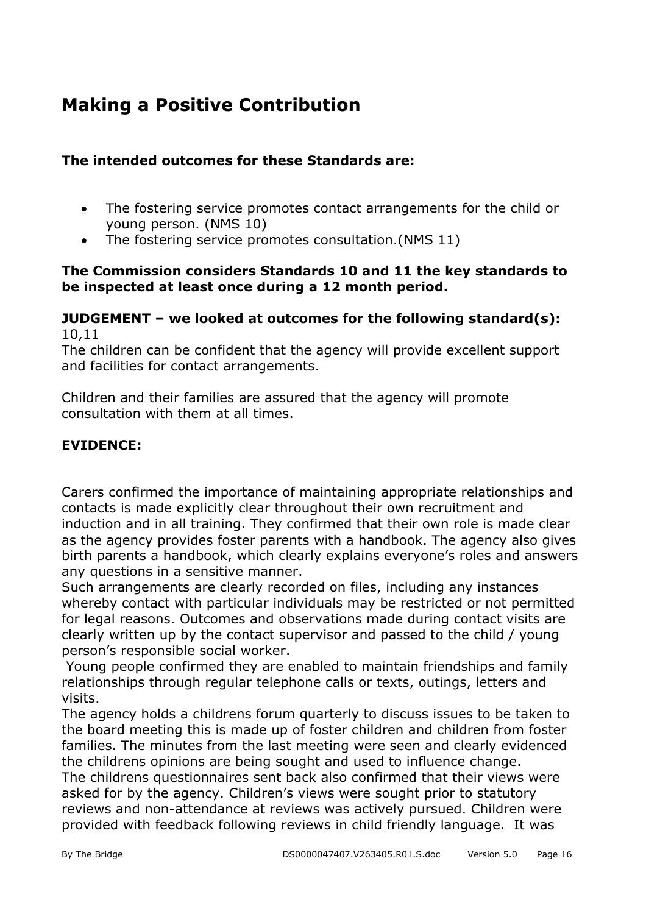## Making a Positive Contribution

**The intended outcomes for these Standards are:**

- The fostering service promotes contact arrangements for the child or young person. (NMS 10)
- The fostering service promotes consultation.(NMS 11)

**The Commission considers Standards 10 and 11 the key standards to be inspected at least once during a 12 month period.**

**JUDGEMENT – we looked at outcomes for the following standard(s):**
10,11
The children can be confident that the agency will provide excellent support and facilities for contact arrangements.

Children and their families are assured that the agency will promote consultation with them at all times.

**EVIDENCE:**

Carers confirmed the importance of maintaining appropriate relationships and contacts is made explicitly clear throughout their own recruitment and induction and in all training. They confirmed that their own role is made clear as the agency provides foster parents with a handbook. The agency also gives birth parents a handbook, which clearly explains everyone's roles and answers any questions in a sensitive manner.
Such arrangements are clearly recorded on files, including any instances whereby contact with particular individuals may be restricted or not permitted for legal reasons. Outcomes and observations made during contact visits are clearly written up by the contact supervisor and passed to the child / young person's responsible social worker.
Young people confirmed they are enabled to maintain friendships and family relationships through regular telephone calls or texts, outings, letters and visits.
The agency holds a childrens forum quarterly to discuss issues to be taken to the board meeting this is made up of foster children and children from foster families. The minutes from the last meeting were seen and clearly evidenced the childrens opinions are being sought and used to influence change.
The childrens questionnaires sent back also confirmed that their views were asked for by the agency. Children's views were sought prior to statutory reviews and non-attendance at reviews was actively pursued. Children were provided with feedback following reviews in child friendly language. It was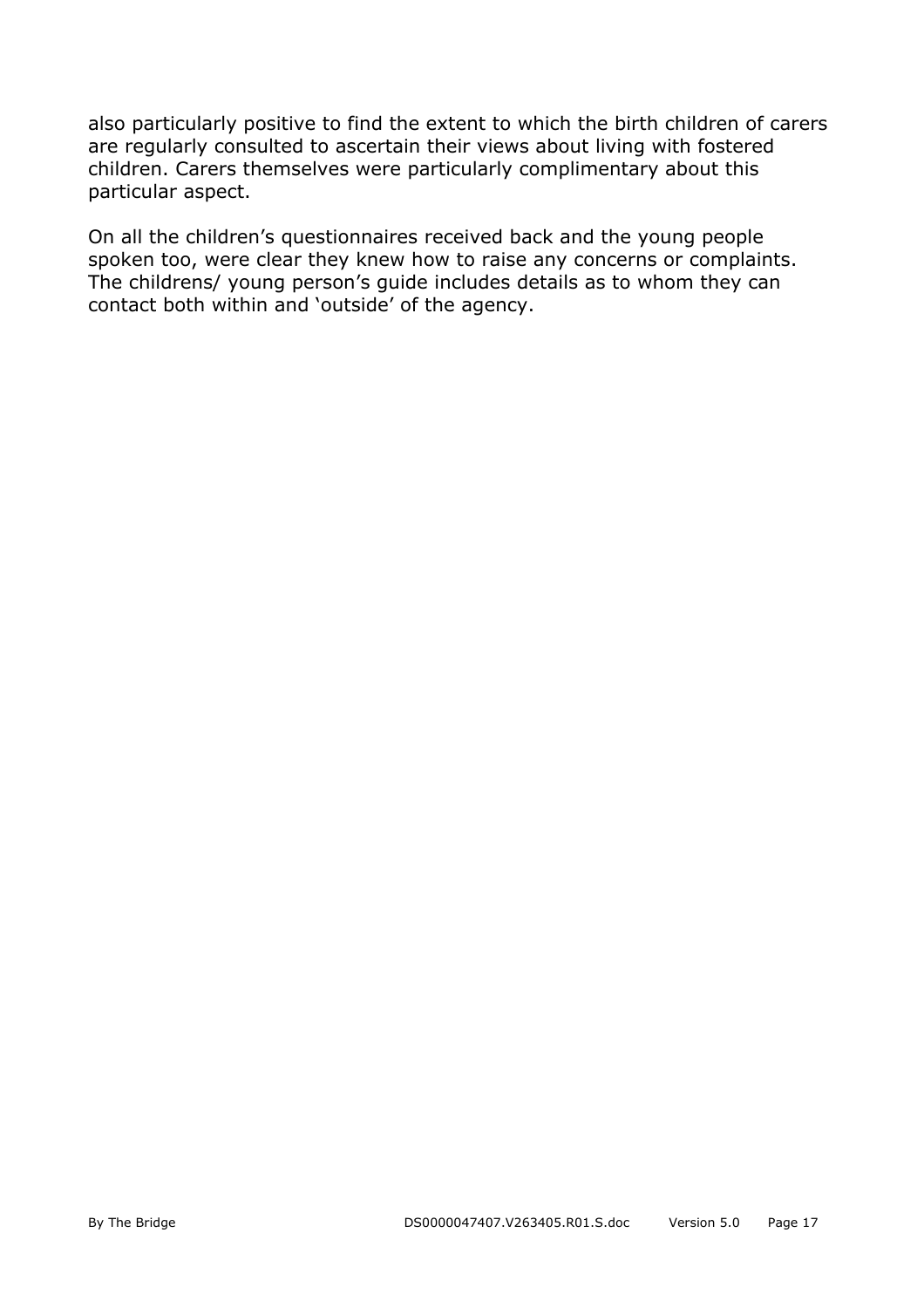also particularly positive to find the extent to which the birth children of carers are regularly consulted to ascertain their views about living with fostered children. Carers themselves were particularly complimentary about this particular aspect.

On all the children's questionnaires received back and the young people spoken too, were clear they knew how to raise any concerns or complaints. The childrens/ young person's guide includes details as to whom they can contact both within and 'outside' of the agency.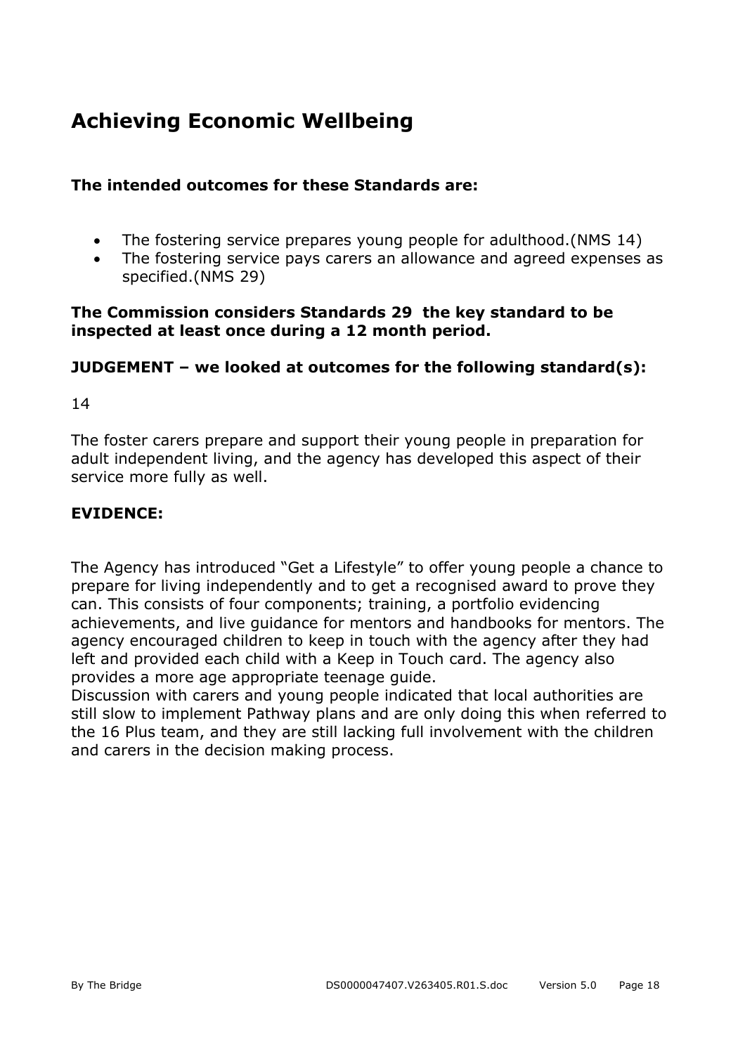## Achieving Economic Wellbeing

**The intended outcomes for these Standards are:**

- The fostering service prepares young people for adulthood.(NMS 14)
- The fostering service pays carers an allowance and agreed expenses as specified.(NMS 29)

**The Commission considers Standards 29 the key standard to be inspected at least once during a 12 month period.**

**JUDGEMENT – we looked at outcomes for the following standard(s):**

14

The foster carers prepare and support their young people in preparation for adult independent living, and the agency has developed this aspect of their service more fully as well.

**EVIDENCE:**

The Agency has introduced "Get a Lifestyle" to offer young people a chance to prepare for living independently and to get a recognised award to prove they can. This consists of four components; training, a portfolio evidencing achievements, and live guidance for mentors and handbooks for mentors. The agency encouraged children to keep in touch with the agency after they had left and provided each child with a Keep in Touch card. The agency also provides a more age appropriate teenage guide.
Discussion with carers and young people indicated that local authorities are still slow to implement Pathway plans and are only doing this when referred to the 16 Plus team, and they are still lacking full involvement with the children and carers in the decision making process.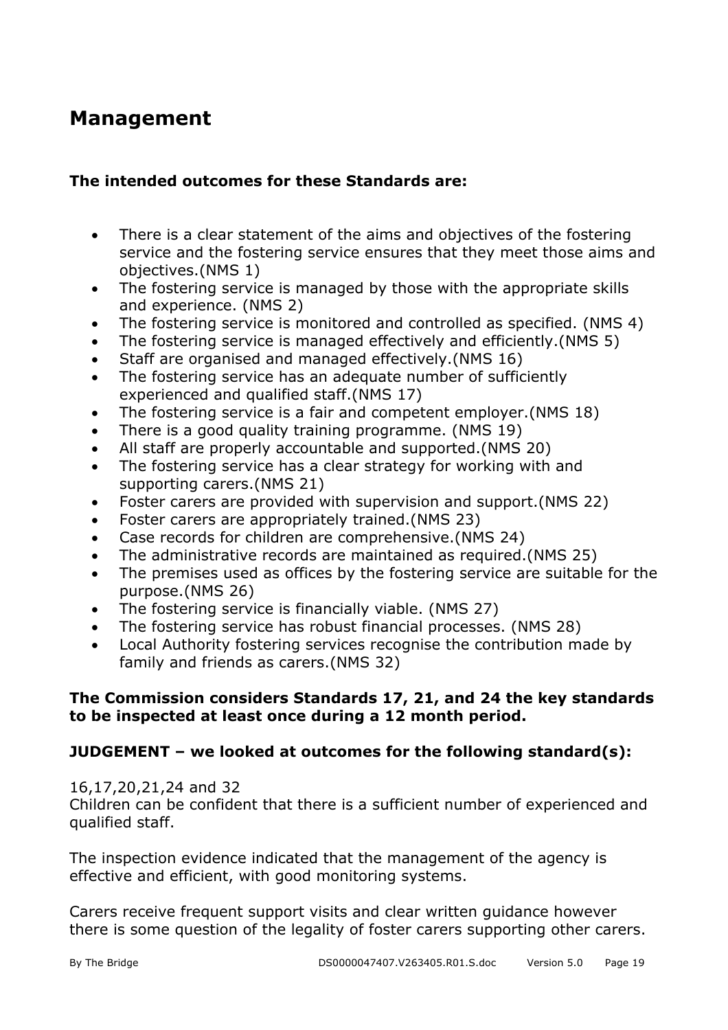## Management

**The intended outcomes for these Standards are:**

- There is a clear statement of the aims and objectives of the fostering service and the fostering service ensures that they meet those aims and objectives.(NMS 1)
- The fostering service is managed by those with the appropriate skills and experience. (NMS 2)
- The fostering service is monitored and controlled as specified. (NMS 4)
- The fostering service is managed effectively and efficiently.(NMS 5)
- Staff are organised and managed effectively.(NMS 16)
- The fostering service has an adequate number of sufficiently experienced and qualified staff.(NMS 17)
- The fostering service is a fair and competent employer.(NMS 18)
- There is a good quality training programme. (NMS 19)
- All staff are properly accountable and supported.(NMS 20)
- The fostering service has a clear strategy for working with and supporting carers.(NMS 21)
- Foster carers are provided with supervision and support.(NMS 22)
- Foster carers are appropriately trained.(NMS 23)
- Case records for children are comprehensive.(NMS 24)
- The administrative records are maintained as required.(NMS 25)
- The premises used as offices by the fostering service are suitable for the purpose.(NMS 26)
- The fostering service is financially viable. (NMS 27)
- The fostering service has robust financial processes. (NMS 28)
- Local Authority fostering services recognise the contribution made by family and friends as carers.(NMS 32)

**The Commission considers Standards 17, 21, and 24 the key standards to be inspected at least once during a 12 month period.**

**JUDGEMENT – we looked at outcomes for the following standard(s):**

16,17,20,21,24 and 32
Children can be confident that there is a sufficient number of experienced and qualified staff.

The inspection evidence indicated that the management of the agency is effective and efficient, with good monitoring systems.

Carers receive frequent support visits and clear written guidance however there is some question of the legality of foster carers supporting other carers.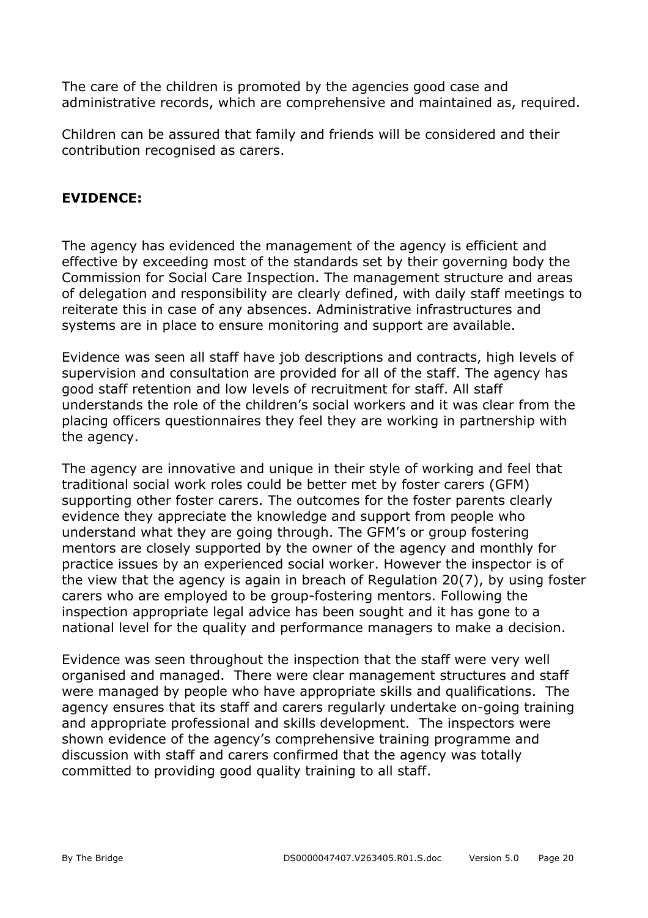The care of the children is promoted by the agencies good case and administrative records, which are comprehensive and maintained as, required.

Children can be assured that family and friends will be considered and their contribution recognised as carers.

**EVIDENCE:**

The agency has evidenced the management of the agency is efficient and effective by exceeding most of the standards set by their governing body the Commission for Social Care Inspection. The management structure and areas of delegation and responsibility are clearly defined, with daily staff meetings to reiterate this in case of any absences. Administrative infrastructures and systems are in place to ensure monitoring and support are available.

Evidence was seen all staff have job descriptions and contracts, high levels of supervision and consultation are provided for all of the staff. The agency has good staff retention and low levels of recruitment for staff. All staff understands the role of the children's social workers and it was clear from the placing officers questionnaires they feel they are working in partnership with the agency.

The agency are innovative and unique in their style of working and feel that traditional social work roles could be better met by foster carers (GFM) supporting other foster carers. The outcomes for the foster parents clearly evidence they appreciate the knowledge and support from people who understand what they are going through. The GFM's or group fostering mentors are closely supported by the owner of the agency and monthly for practice issues by an experienced social worker. However the inspector is of the view that the agency is again in breach of Regulation 20(7), by using foster carers who are employed to be group-fostering mentors. Following the inspection appropriate legal advice has been sought and it has gone to a national level for the quality and performance managers to make a decision.

Evidence was seen throughout the inspection that the staff were very well organised and managed. There were clear management structures and staff were managed by people who have appropriate skills and qualifications. The agency ensures that its staff and carers regularly undertake on-going training and appropriate professional and skills development. The inspectors were shown evidence of the agency's comprehensive training programme and discussion with staff and carers confirmed that the agency was totally committed to providing good quality training to all staff.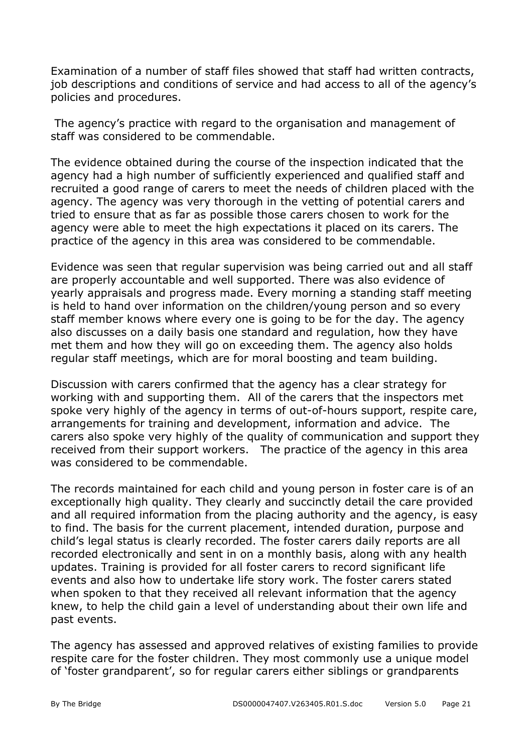Examination of a number of staff files showed that staff had written contracts, job descriptions and conditions of service and had access to all of the agency's policies and procedures.

The agency's practice with regard to the organisation and management of staff was considered to be commendable.

The evidence obtained during the course of the inspection indicated that the agency had a high number of sufficiently experienced and qualified staff and recruited a good range of carers to meet the needs of children placed with the agency. The agency was very thorough in the vetting of potential carers and tried to ensure that as far as possible those carers chosen to work for the agency were able to meet the high expectations it placed on its carers. The practice of the agency in this area was considered to be commendable.

Evidence was seen that regular supervision was being carried out and all staff are properly accountable and well supported. There was also evidence of yearly appraisals and progress made. Every morning a standing staff meeting is held to hand over information on the children/young person and so every staff member knows where every one is going to be for the day. The agency also discusses on a daily basis one standard and regulation, how they have met them and how they will go on exceeding them. The agency also holds regular staff meetings, which are for moral boosting and team building.

Discussion with carers confirmed that the agency has a clear strategy for working with and supporting them. All of the carers that the inspectors met spoke very highly of the agency in terms of out-of-hours support, respite care, arrangements for training and development, information and advice. The carers also spoke very highly of the quality of communication and support they received from their support workers. The practice of the agency in this area was considered to be commendable.

The records maintained for each child and young person in foster care is of an exceptionally high quality. They clearly and succinctly detail the care provided and all required information from the placing authority and the agency, is easy to find. The basis for the current placement, intended duration, purpose and child's legal status is clearly recorded. The foster carers daily reports are all recorded electronically and sent in on a monthly basis, along with any health updates. Training is provided for all foster carers to record significant life events and also how to undertake life story work. The foster carers stated when spoken to that they received all relevant information that the agency knew, to help the child gain a level of understanding about their own life and past events.

The agency has assessed and approved relatives of existing families to provide respite care for the foster children. They most commonly use a unique model of 'foster grandparent', so for regular carers either siblings or grandparents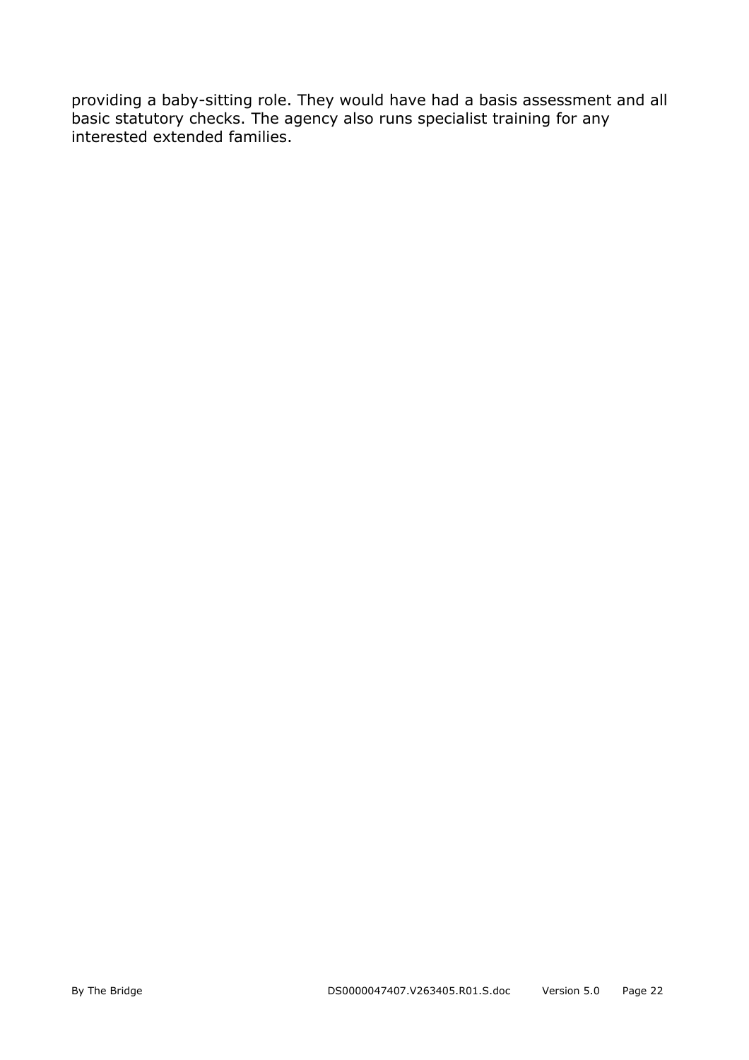providing a baby-sitting role. They would have had a basis assessment and all basic statutory checks. The agency also runs specialist training for any interested extended families.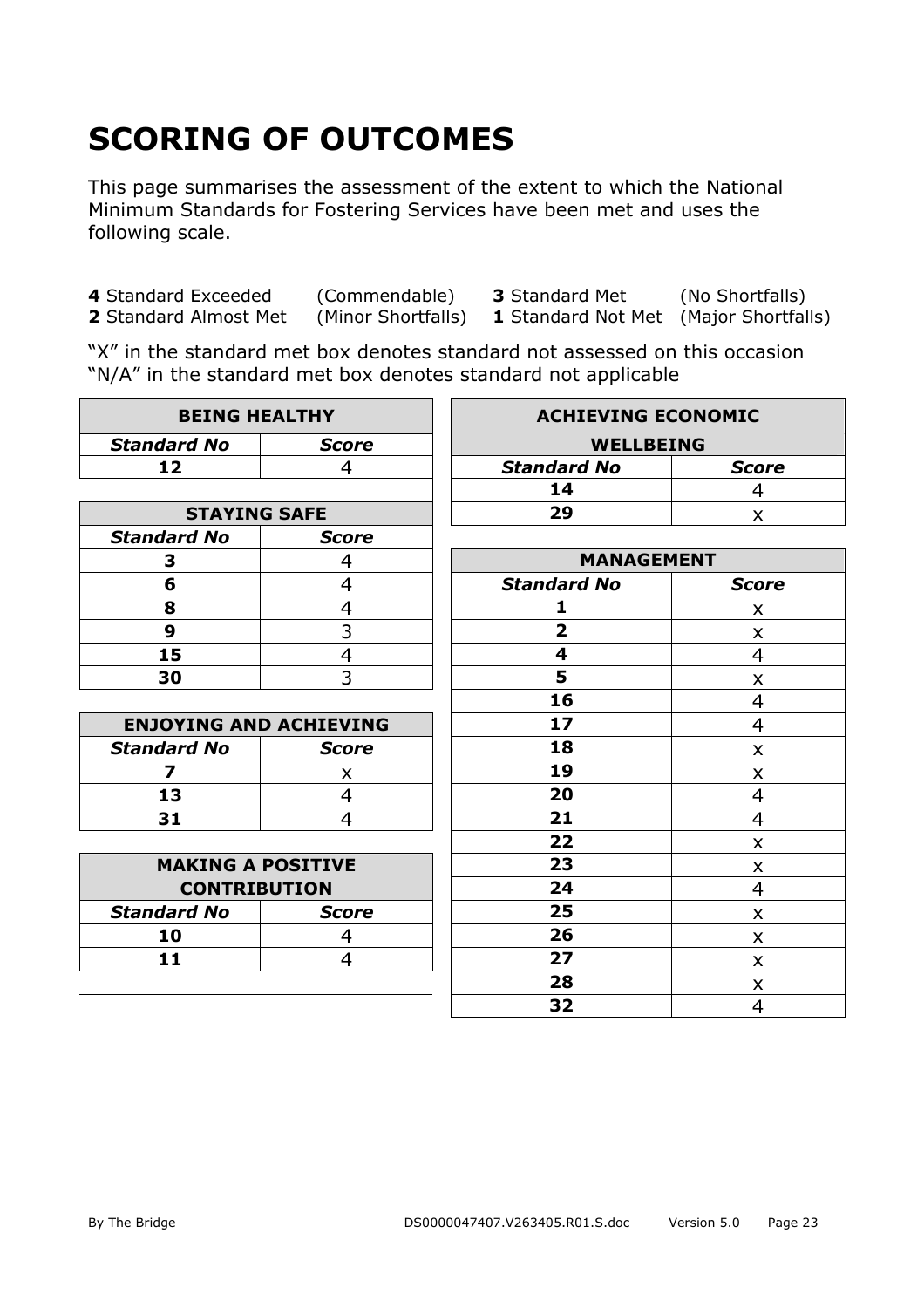# SCORING OF OUTCOMES

This page summarises the assessment of the extent to which the National Minimum Standards for Fostering Services have been met and uses the following scale.

**4** Standard Exceeded (Commendable) **3** Standard Met (No Shortfalls)
**2** Standard Almost Met (Minor Shortfalls) **1** Standard Not Met (Major Shortfalls)

"X" in the standard met box denotes standard not assessed on this occasion
"N/A" in the standard met box denotes standard not applicable

| BEING HEALTHY | |
|---|---|
| ***Standard No*** | ***Score*** |
| **12** | 4 |

| STAYING SAFE | |
|---|---|
| ***Standard No*** | ***Score*** |
| **3** | 4 |
| **6** | 4 |
| **8** | 4 |
| **9** | 3 |
| **15** | 4 |
| **30** | 3 |

| ENJOYING AND ACHIEVING | |
|---|---|
| ***Standard No*** | ***Score*** |
| **7** | x |
| **13** | 4 |
| **31** | 4 |

| MAKING A POSITIVE CONTRIBUTION | |
|---|---|
| ***Standard No*** | ***Score*** |
| **10** | 4 |
| **11** | 4 |

| ACHIEVING ECONOMIC WELLBEING | |
|---|---|
| ***Standard No*** | ***Score*** |
| **14** | 4 |
| **29** | x |

| MANAGEMENT | |
|---|---|
| ***Standard No*** | ***Score*** |
| **1** | x |
| **2** | x |
| **4** | 4 |
| **5** | x |
| **16** | 4 |
| **17** | 4 |
| **18** | x |
| **19** | x |
| **20** | 4 |
| **21** | 4 |
| **22** | x |
| **23** | x |
| **24** | 4 |
| **25** | x |
| **26** | x |
| **27** | x |
| **28** | x |
| **32** | 4 |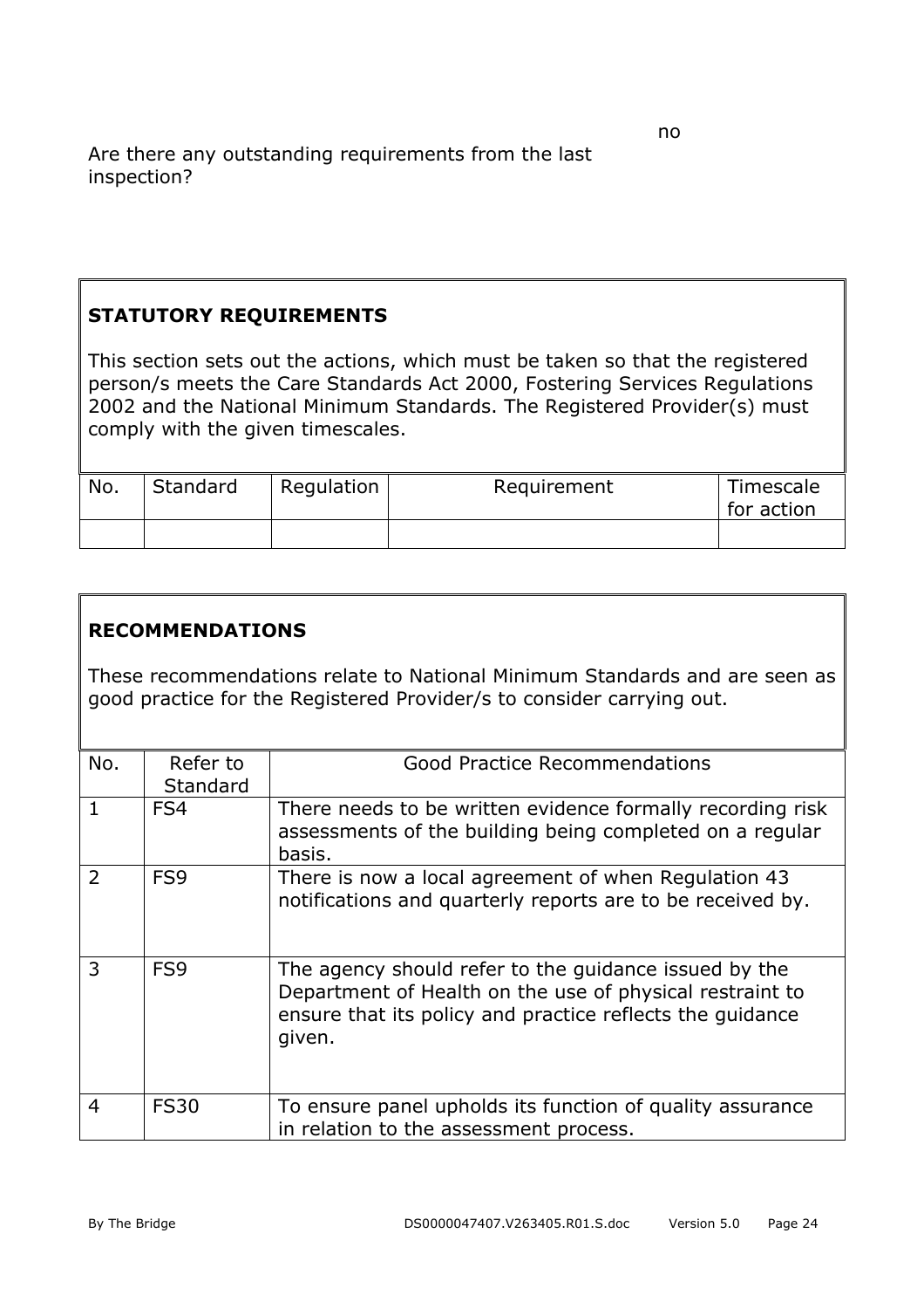Are there any outstanding requirements from the last inspection? no

**STATUTORY REQUIREMENTS**

This section sets out the actions, which must be taken so that the registered person/s meets the Care Standards Act 2000, Fostering Services Regulations 2002 and the National Minimum Standards. The Registered Provider(s) must comply with the given timescales.

| No. | Standard | Regulation | Requirement | Timescale for action |
|---|---|---|---|---|
| | | | | |

**RECOMMENDATIONS**

These recommendations relate to National Minimum Standards and are seen as good practice for the Registered Provider/s to consider carrying out.

| No. | Refer to Standard | Good Practice Recommendations |
|---|---|---|
| 1 | FS4 | There needs to be written evidence formally recording risk assessments of the building being completed on a regular basis. |
| 2 | FS9 | There is now a local agreement of when Regulation 43 notifications and quarterly reports are to be received by. |
| 3 | FS9 | The agency should refer to the guidance issued by the Department of Health on the use of physical restraint to ensure that its policy and practice reflects the guidance given. |
| 4 | FS30 | To ensure panel upholds its function of quality assurance in relation to the assessment process. |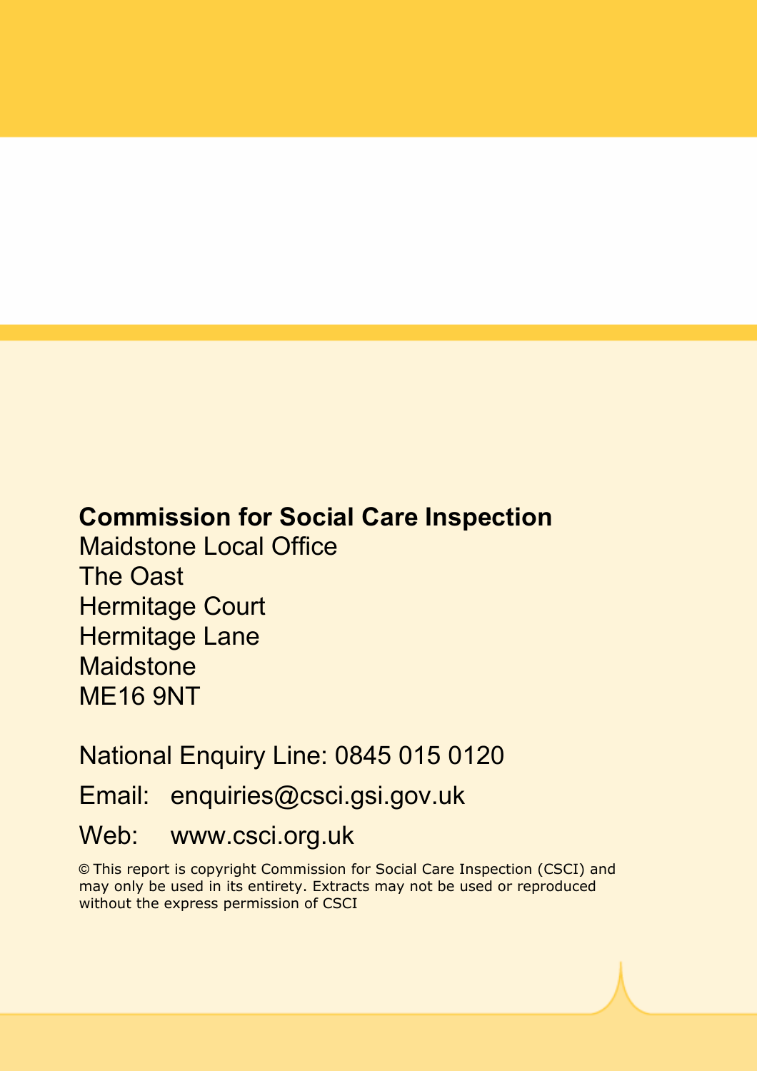**Commission for Social Care Inspection**
Maidstone Local Office
The Oast
Hermitage Court
Hermitage Lane
Maidstone
ME16 9NT

National Enquiry Line: 0845 015 0120

Email: enquiries@csci.gsi.gov.uk

Web: www.csci.org.uk

© This report is copyright Commission for Social Care Inspection (CSCI) and may only be used in its entirety. Extracts may not be used or reproduced without the express permission of CSCI